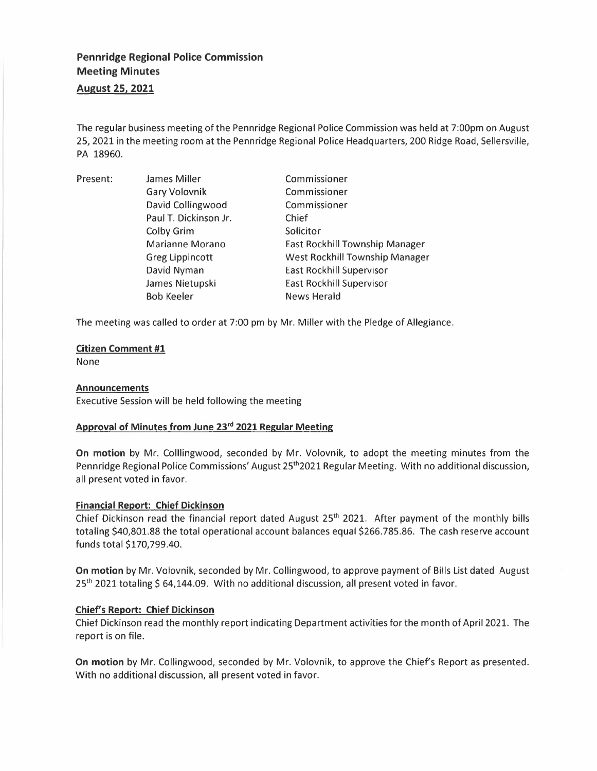# Pennridge Regional Police Commission
## Meeting Minutes
## August 25, 2021

The regular business meeting of the Pennridge Regional Police Commission was held at 7:00pm on August 25, 2021 in the meeting room at the Pennridge Regional Police Headquarters, 200 Ridge Road, Sellersville, PA 18960.

| Present: | James Miller | Commissioner |
|---|---|---|
| | Gary Volovnik | Commissioner |
| | David Collingwood | Commissioner |
| | Paul T. Dickinson Jr. | Chief |
| | Colby Grim | Solicitor |
| | Marianne Morano | East Rockhill Township Manager |
| | Greg Lippincott | West Rockhill Township Manager |
| | David Nyman | East Rockhill Supervisor |
| | James Nietupski | East Rockhill Supervisor |
| | Bob Keeler | News Herald |

The meeting was called to order at 7:00 pm by Mr. Miller with the Pledge of Allegiance.

**Citizen Comment #1**

None

**Announcements**

Executive Session will be held following the meeting

**Approval of Minutes from June 23rd 2021 Regular Meeting**

**On motion** by Mr. Colllingwood, seconded by Mr. Volovnik, to adopt the meeting minutes from the Pennridge Regional Police Commissions' August 25th2021 Regular Meeting. With no additional discussion, all present voted in favor.

**Financial Report: Chief Dickinson**

Chief Dickinson read the financial report dated August 25th 2021. After payment of the monthly bills totaling $40,801.88 the total operational account balances equal $266.785.86. The cash reserve account funds total $170,799.40.

**On motion** by Mr. Volovnik, seconded by Mr. Collingwood, to approve payment of Bills List dated August 25th 2021 totaling $ 64,144.09. With no additional discussion, all present voted in favor.

**Chief's Report: Chief Dickinson**

Chief Dickinson read the monthly report indicating Department activities for the month of April 2021. The report is on file.

**On motion** by Mr. Collingwood, seconded by Mr. Volovnik, to approve the Chief's Report as presented. With no additional discussion, all present voted in favor.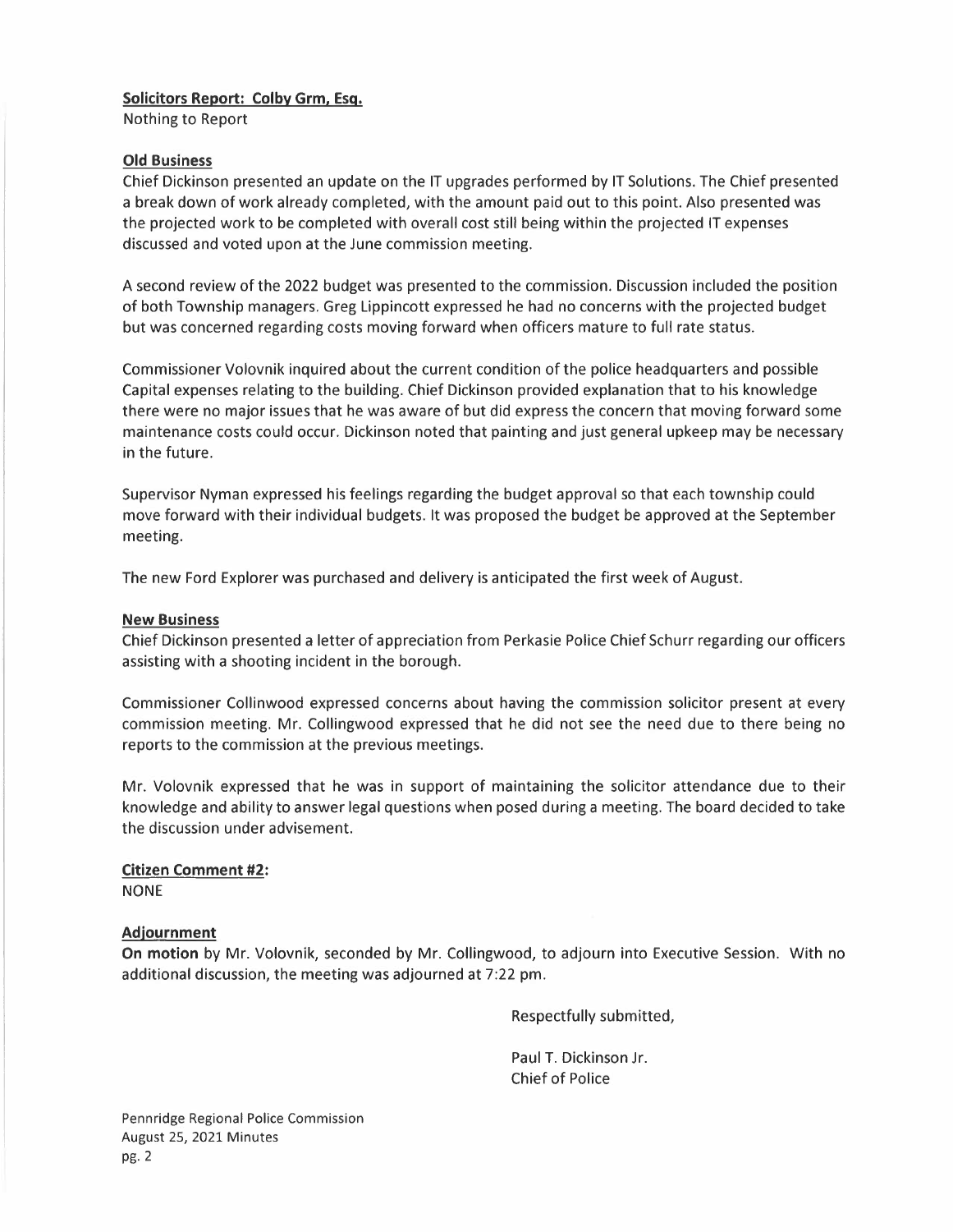**Solicitors Report: Colby Grm, Esq.**
Nothing to Report

**Old Business**
Chief Dickinson presented an update on the IT upgrades performed by IT Solutions. The Chief presented a break down of work already completed, with the amount paid out to this point. Also presented was the projected work to be completed with overall cost still being within the projected IT expenses discussed and voted upon at the June commission meeting.

A second review of the 2022 budget was presented to the commission. Discussion included the position of both Township managers. Greg Lippincott expressed he had no concerns with the projected budget but was concerned regarding costs moving forward when officers mature to full rate status.

Commissioner Volovnik inquired about the current condition of the police headquarters and possible Capital expenses relating to the building. Chief Dickinson provided explanation that to his knowledge there were no major issues that he was aware of but did express the concern that moving forward some maintenance costs could occur. Dickinson noted that painting and just general upkeep may be necessary in the future.

Supervisor Nyman expressed his feelings regarding the budget approval so that each township could move forward with their individual budgets. It was proposed the budget be approved at the September meeting.

The new Ford Explorer was purchased and delivery is anticipated the first week of August.

**New Business**
Chief Dickinson presented a letter of appreciation from Perkasie Police Chief Schurr regarding our officers assisting with a shooting incident in the borough.

Commissioner Collinwood expressed concerns about having the commission solicitor present at every commission meeting. Mr. Collingwood expressed that he did not see the need due to there being no reports to the commission at the previous meetings.

Mr. Volovnik expressed that he was in support of maintaining the solicitor attendance due to their knowledge and ability to answer legal questions when posed during a meeting. The board decided to take the discussion under advisement.

**Citizen Comment #2:**
NONE

**Adjournment**
**On motion** by Mr. Volovnik, seconded by Mr. Collingwood, to adjourn into Executive Session. With no additional discussion, the meeting was adjourned at 7:22 pm.

Respectfully submitted,

Paul T. Dickinson Jr.
Chief of Police

Pennridge Regional Police Commission
August 25, 2021 Minutes